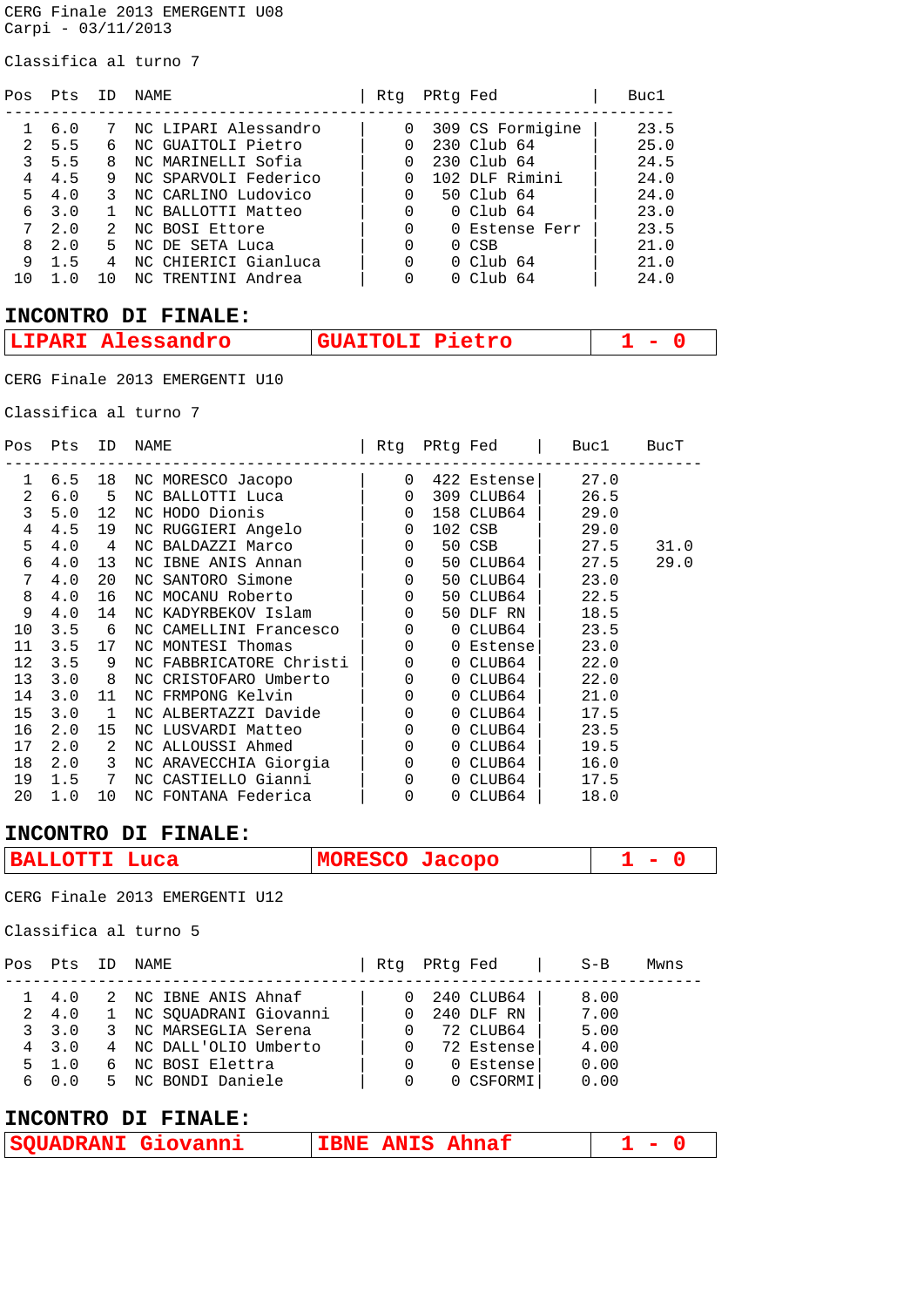CERG Finale 2013 EMERGENTI U08
Carpi - 03/11/2013

Classifica al turno 7

| Pos | Pts | ID | NAME | Rtg | PRtg | Fed | Buc1 |
|---|---|---|---|---|---|---|---|
| 1 | 6.0 | 7 | NC LIPARI Alessandro | 0 | 309 | CS Formigine | 23.5 |
| 2 | 5.5 | 6 | NC GUAITOLI Pietro | 0 | 230 | Club 64 | 25.0 |
| 3 | 5.5 | 8 | NC MARINELLI Sofia | 0 | 230 | Club 64 | 24.5 |
| 4 | 4.5 | 9 | NC SPARVOLI Federico | 0 | 102 | DLF Rimini | 24.0 |
| 5 | 4.0 | 3 | NC CARLINO Ludovico | 0 | 50 | Club 64 | 24.0 |
| 6 | 3.0 | 1 | NC BALLOTTI Matteo | 0 | 0 | Club 64 | 23.0 |
| 7 | 2.0 | 2 | NC BOSI Ettore | 0 | 0 | Estense Ferr | 23.5 |
| 8 | 2.0 | 5 | NC DE SETA Luca | 0 | 0 | CSB | 21.0 |
| 9 | 1.5 | 4 | NC CHIERICI Gianluca | 0 | 0 | Club 64 | 21.0 |
| 10 | 1.0 | 10 | NC TRENTINI Andrea | 0 | 0 | Club 64 | 24.0 |

## INCONTRO DI FINALE:

| LIPARI Alessandro | GUAITOLI Pietro | 1 - 0 |
|---|---|---|

CERG Finale 2013 EMERGENTI U10

Classifica al turno 7

| Pos | Pts | ID | NAME | Rtg | PRtg | Fed | Buc1 | BucT |
|---|---|---|---|---|---|---|---|---|
| 1 | 6.5 | 18 | NC MORESCO Jacopo | 0 | 422 | Estense | 27.0 | |
| 2 | 6.0 | 5 | NC BALLOTTI Luca | 0 | 309 | CLUB64 | 26.5 | |
| 3 | 5.0 | 12 | NC HODO Dionis | 0 | 158 | CLUB64 | 29.0 | |
| 4 | 4.5 | 19 | NC RUGGIERI Angelo | 0 | 102 | CSB | 29.0 | |
| 5 | 4.0 | 4 | NC BALDAZZI Marco | 0 | 50 | CSB | 27.5 | 31.0 |
| 6 | 4.0 | 13 | NC IBNE ANIS Annan | 0 | 50 | CLUB64 | 27.5 | 29.0 |
| 7 | 4.0 | 20 | NC SANTORO Simone | 0 | 50 | CLUB64 | 23.0 | |
| 8 | 4.0 | 16 | NC MOCANU Roberto | 0 | 50 | CLUB64 | 22.5 | |
| 9 | 4.0 | 14 | NC KADYRBEKOV Islam | 0 | 50 | DLF RN | 18.5 | |
| 10 | 3.5 | 6 | NC CAMELLINI Francesco | 0 | 0 | CLUB64 | 23.5 | |
| 11 | 3.5 | 17 | NC MONTESI Thomas | 0 | 0 | Estense | 23.0 | |
| 12 | 3.5 | 9 | NC FABBRICATORE Christi | 0 | 0 | CLUB64 | 22.0 | |
| 13 | 3.0 | 8 | NC CRISTOFARO Umberto | 0 | 0 | CLUB64 | 22.0 | |
| 14 | 3.0 | 11 | NC FRMPONG Kelvin | 0 | 0 | CLUB64 | 21.0 | |
| 15 | 3.0 | 1 | NC ALBERTAZZI Davide | 0 | 0 | CLUB64 | 17.5 | |
| 16 | 2.0 | 15 | NC LUSVARDI Matteo | 0 | 0 | CLUB64 | 23.5 | |
| 17 | 2.0 | 2 | NC ALLOUSSI Ahmed | 0 | 0 | CLUB64 | 19.5 | |
| 18 | 2.0 | 3 | NC ARAVECCHIA Giorgia | 0 | 0 | CLUB64 | 16.0 | |
| 19 | 1.5 | 7 | NC CASTIELLO Gianni | 0 | 0 | CLUB64 | 17.5 | |
| 20 | 1.0 | 10 | NC FONTANA Federica | 0 | 0 | CLUB64 | 18.0 | |

## INCONTRO DI FINALE:

| BALLOTTI Luca | MORESCO Jacopo | 1 - 0 |
|---|---|---|

CERG Finale 2013 EMERGENTI U12

Classifica al turno 5

| Pos | Pts | ID | NAME | Rtg | PRtg | Fed | S-B | Mwns |
|---|---|---|---|---|---|---|---|---|
| 1 | 4.0 | 2 | NC IBNE ANIS Ahnaf | 0 | 240 | CLUB64 | 8.00 | |
| 2 | 4.0 | 1 | NC SQUADRANI Giovanni | 0 | 240 | DLF RN | 7.00 | |
| 3 | 3.0 | 3 | NC MARSEGLIA Serena | 0 | 72 | CLUB64 | 5.00 | |
| 4 | 3.0 | 4 | NC DALL'OLIO Umberto | 0 | 72 | Estense | 4.00 | |
| 5 | 1.0 | 6 | NC BOSI Elettra | 0 | 0 | Estense | 0.00 | |
| 6 | 0.0 | 5 | NC BONDI Daniele | 0 | 0 | CSFORMI | 0.00 | |

## INCONTRO DI FINALE:

| SQUADRANI Giovanni | IBNE ANIS Ahnaf | 1 - 0 |
|---|---|---|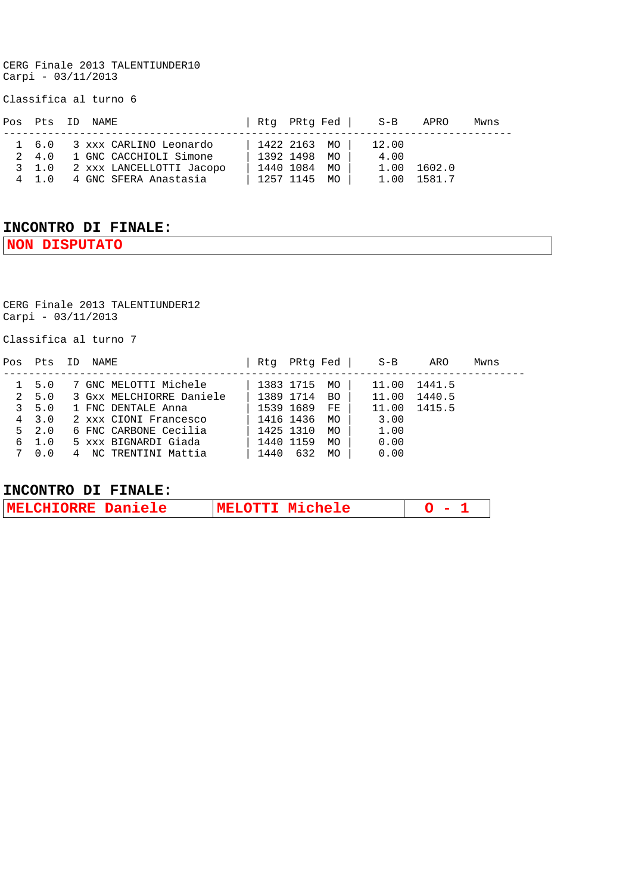CERG Finale 2013 TALENTIUNDER10
Carpi - 03/11/2013

Classifica al turno 6

| Pos | Pts | ID | NAME | Rtg | PRtg | Fed | S-B | APRO | Mwns |
|---|---|---|---|---|---|---|---|---|---|
| 1 | 6.0 | 3 | xxx CARLINO Leonardo | 1422 | 2163 | MO | 12.00 | | |
| 2 | 4.0 | 1 | GNC CACCHIOLI Simone | 1392 | 1498 | MO | 4.00 | | |
| 3 | 1.0 | 2 | xxx LANCELLOTTI Jacopo | 1440 | 1084 | MO | 1.00 | 1602.0 | |
| 4 | 1.0 | 4 | GNC SFERA Anastasia | 1257 | 1145 | MO | 1.00 | 1581.7 | |

**INCONTRO DI FINALE:**

| |
|---|
| **NON DISPUTATO** |

CERG Finale 2013 TALENTIUNDER12
Carpi - 03/11/2013

Classifica al turno 7

| Pos | Pts | ID | NAME | Rtg | PRtg | Fed | S-B | ARO | Mwns |
|---|---|---|---|---|---|---|---|---|---|
| 1 | 5.0 | 7 | GNC MELOTTI Michele | 1383 | 1715 | MO | 11.00 | 1441.5 | |
| 2 | 5.0 | 3 | Gxx MELCHIORRE Daniele | 1389 | 1714 | BO | 11.00 | 1440.5 | |
| 3 | 5.0 | 1 | FNC DENTALE Anna | 1539 | 1689 | FE | 11.00 | 1415.5 | |
| 4 | 3.0 | 2 | xxx CIONI Francesco | 1416 | 1436 | MO | 3.00 | | |
| 5 | 2.0 | 6 | FNC CARBONE Cecilia | 1425 | 1310 | MO | 1.00 | | |
| 6 | 1.0 | 5 | xxx BIGNARDI Giada | 1440 | 1159 | MO | 0.00 | | |
| 7 | 0.0 | 4 | NC TRENTINI Mattia | 1440 | 632 | MO | 0.00 | | |

**INCONTRO DI FINALE:**

| | | |
|---|---|---|
| **MELCHIORRE Daniele** | **MELOTTI Michele** | **0 - 1** |